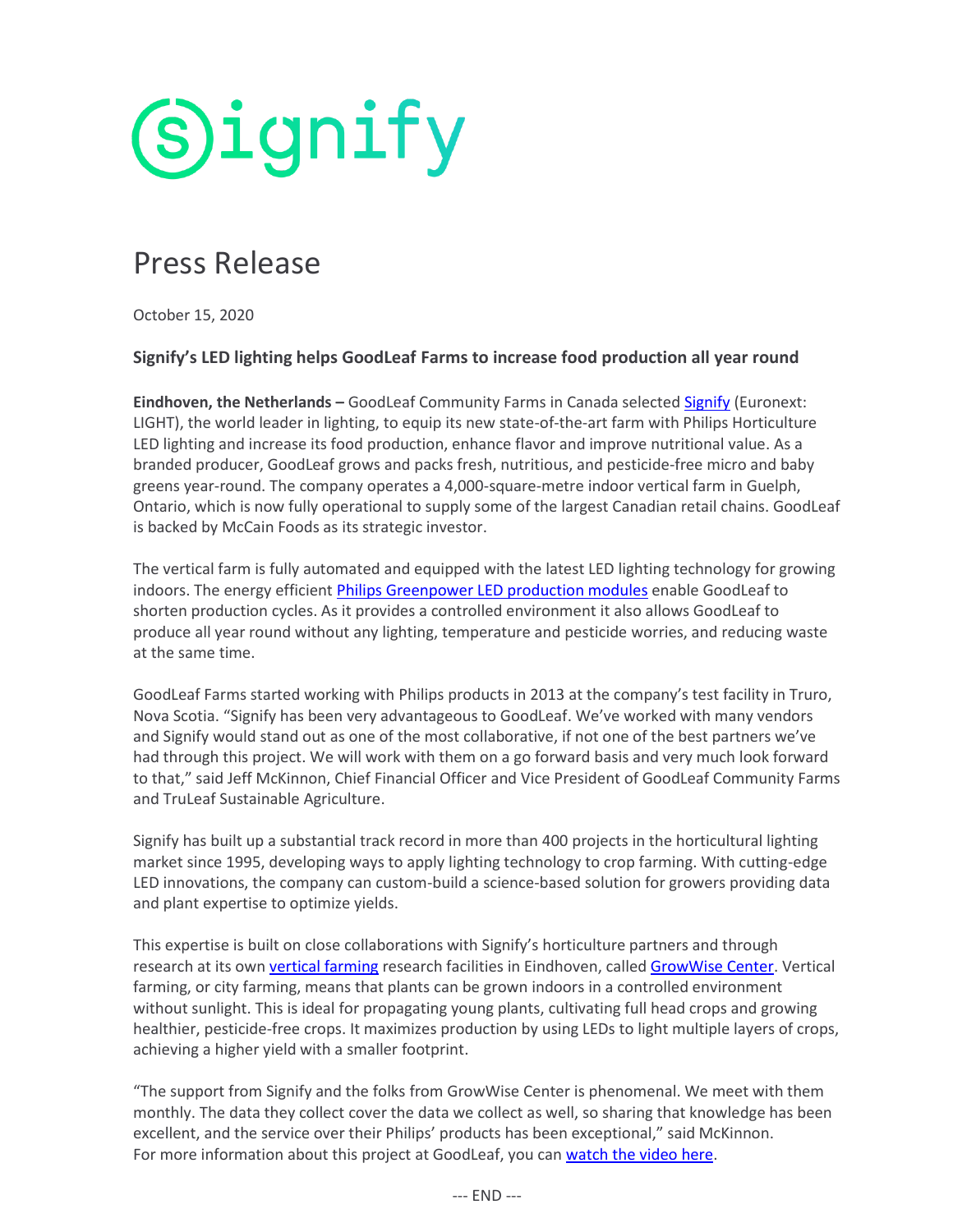# signify

## Press Release

October 15, 2020

### Signify's LED lighting helps GoodLeaf Farms to increase food production all year round

**Eindhoven, the Netherlands –** GoodLeaf Community Farms in Canada selected Signify (Euronext: LIGHT), the world leader in lighting, to equip its new state-of-the-art farm with Philips Horticulture LED lighting and increase its food production, enhance flavor and improve nutritional value. As a branded producer, GoodLeaf grows and packs fresh, nutritious, and pesticide-free micro and baby greens year-round. The company operates a 4,000-square-metre indoor vertical farm in Guelph, Ontario, which is now fully operational to supply some of the largest Canadian retail chains. GoodLeaf is backed by McCain Foods as its strategic investor.

The vertical farm is fully automated and equipped with the latest LED lighting technology for growing indoors. The energy efficient Philips Greenpower LED production modules enable GoodLeaf to shorten production cycles. As it provides a controlled environment it also allows GoodLeaf to produce all year round without any lighting, temperature and pesticide worries, and reducing waste at the same time.

GoodLeaf Farms started working with Philips products in 2013 at the company's test facility in Truro, Nova Scotia. "Signify has been very advantageous to GoodLeaf. We've worked with many vendors and Signify would stand out as one of the most collaborative, if not one of the best partners we've had through this project. We will work with them on a go forward basis and very much look forward to that," said Jeff McKinnon, Chief Financial Officer and Vice President of GoodLeaf Community Farms and TruLeaf Sustainable Agriculture.

Signify has built up a substantial track record in more than 400 projects in the horticultural lighting market since 1995, developing ways to apply lighting technology to crop farming. With cutting-edge LED innovations, the company can custom-build a science-based solution for growers providing data and plant expertise to optimize yields.

This expertise is built on close collaborations with Signify's horticulture partners and through research at its own vertical farming research facilities in Eindhoven, called GrowWise Center. Vertical farming, or city farming, means that plants can be grown indoors in a controlled environment without sunlight. This is ideal for propagating young plants, cultivating full head crops and growing healthier, pesticide-free crops. It maximizes production by using LEDs to light multiple layers of crops, achieving a higher yield with a smaller footprint.

"The support from Signify and the folks from GrowWise Center is phenomenal. We meet with them monthly. The data they collect cover the data we collect as well, so sharing that knowledge has been excellent, and the service over their Philips' products has been exceptional," said McKinnon. For more information about this project at GoodLeaf, you can watch the video here.

--- END ---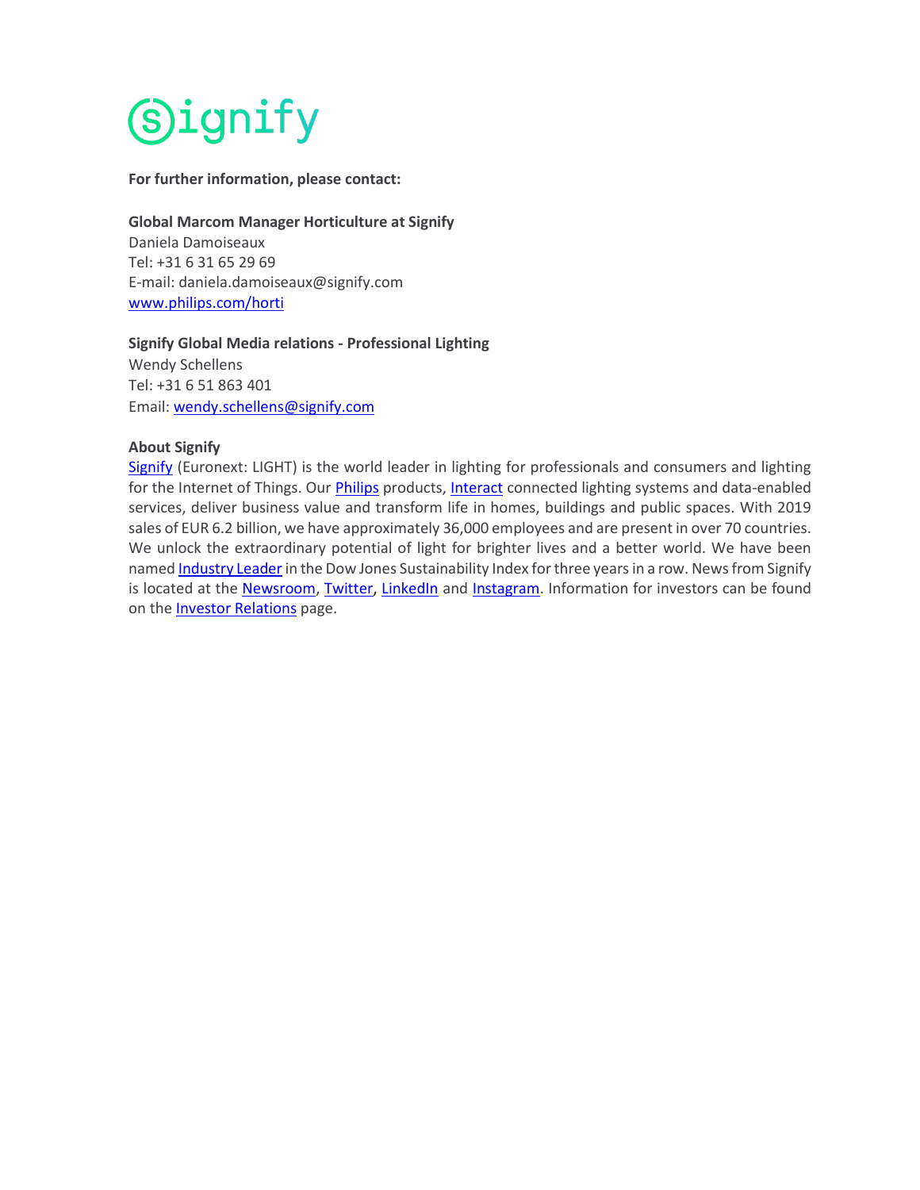**For further information, please contact:**

**Global Marcom Manager Horticulture at Signify**
Daniela Damoiseaux
Tel: +31 6 31 65 29 69
E-mail: daniela.damoiseaux@signify.com
www.philips.com/horti

**Signify Global Media relations - Professional Lighting**
Wendy Schellens
Tel: +31 6 51 863 401
Email: wendy.schellens@signify.com

**About Signify**

Signify (Euronext: LIGHT) is the world leader in lighting for professionals and consumers and lighting for the Internet of Things. Our Philips products, Interact connected lighting systems and data-enabled services, deliver business value and transform life in homes, buildings and public spaces. With 2019 sales of EUR 6.2 billion, we have approximately 36,000 employees and are present in over 70 countries. We unlock the extraordinary potential of light for brighter lives and a better world. We have been named Industry Leader in the Dow Jones Sustainability Index for three years in a row. News from Signify is located at the Newsroom, Twitter, LinkedIn and Instagram. Information for investors can be found on the Investor Relations page.